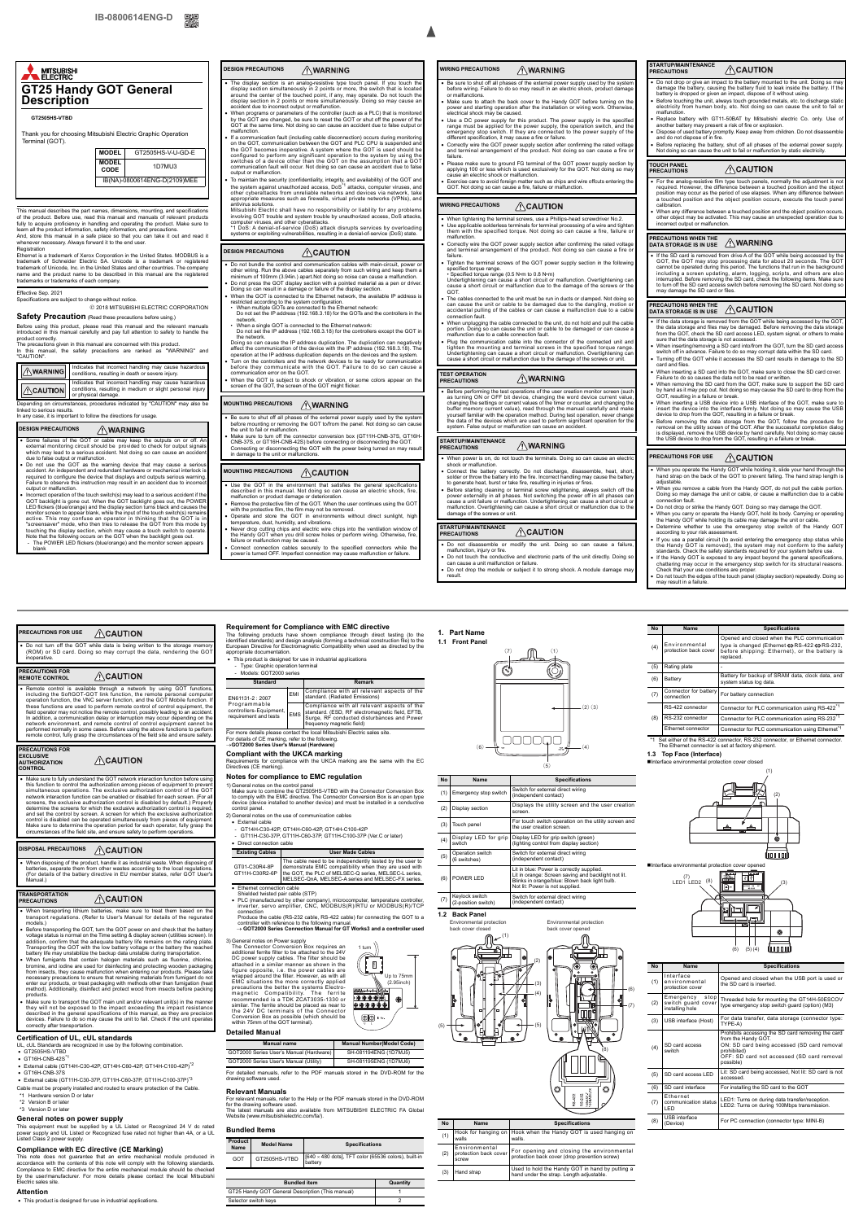# GT25 Handy GOT General Description

GT2505HS-VTBD

Thank you for choosing Mitsubishi Electric Graphic Operation Terminal (GOT).

| MODEL | GT2505HS-V-U-GD-E |
|---|---|
| MODEL CODE | 1D7MU3 |
| IB(NA)-0800614ENG-D(2109)MEE | |

This manual describes the part names, dimensions, mounting, and specifications of the product. Before use, read this manual and manuals of relevant products fully to acquire proficiency in handling and operating the product. Make sure to learn all the product information, safety information, and precautions.

And, store this manual in a safe place so that you can take it out and read it whenever necessary. Always forward it to the end user.

Registration

Ethernet is a trademark of Xerox Corporation in the United States. MODBUS is a trademark of Schneider Electric SA. Unicode is a trademark or registered trademark of Unicode, Inc. in the United States and other countries. The company name and the product name to be described in this manual are the registered trademarks or trademarks of each company.

Effective Sep. 2021

Specifications are subject to change without notice.

© 2018 MITSUBISHI ELECTRIC CORPORATION

## Safety Precaution (Read these precautions before using.)

Before using this product, please read this manual and the relevant manuals introduced in this manual carefully and pay full attention to safety to handle the product correctly.

The precautions given in this manual are concerned with this product.

In this manual, the safety precautions are ranked as "WARNING" and "CAUTION".

| | |
|---|---|
| WARNING | Indicates that incorrect handling may cause hazardous conditions, resulting in death or severe injury. |
| CAUTION | Indicates that incorrect handling may cause hazardous conditions, resulting in medium or slight personal injury or physical damage. |

Depending on circumstances, procedures indicated by "CAUTION" may also be linked to serious results.

In any case, it is important to follow the directions for usage.

### DESIGN PRECAUTIONS — WARNING

- Some failures of the GOT or cable may keep the outputs on or off. An external monitoring circuit should be provided to check for output signals which may lead to a serious accident. Not doing so can cause an accident due to false output or malfunction.
- Do not use the GOT as the warning device that may cause a serious accident. An independent and redundant hardware or mechanical interlock is required to configure the device that displays and outputs serious warning. Failure to observe this instruction may result in an accident due to incorrect output or malfunction.
- Incorrect operation of the touch switch(s) may lead to a serious accident if the GOT backlight is gone out. When the GOT backlight goes out, the POWER LED flickers (blue/orange) and the display section turns black and causes the monitor screen to appear blank, while the input of the touch switch(s) remains active. This may confuse an operator in thinking that the GOT is in "screensaver" mode, who then tries to release the GOT from this mode by touching the display section, which may cause a touch switch to operate. Note that the following occurs on the GOT when the backlight goes out.
  - The POWER LED flickers (blue/orange) and the monitor screen appears blank
- The display section is an analog-resistive type touch panel. If you touch the display section simultaneously in 2 points or more, the switch that is located around the center of the touched point, if any, may operate. Do not touch the display section in 2 points or more simultaneously. Doing so may cause an accident due to incorrect output or malfunction.
- When programs or parameters of the controller (such as a PLC) that is monitored by the GOT are changed, be sure to reset the GOT or shut off the power of the GOT at the same time. Not doing so can cause an accident due to false output or malfunction.
- If a communication fault (including cable disconnection) occurs during monitoring on the GOT, communication between the GOT and PLC CPU is suspended and the GOT becomes inoperative. A system where the GOT is used should be configured to perform any significant operation to the system by using the switches of a device other than the GOT on the assumption that a GOT communication fault will occur. Not doing so can cause an accident due to false output or malfunction.
- To maintain the security (confidentiality, integrity, and availability) of the GOT and the system against unauthorized access, DoS[*1] attacks, computer viruses, and other cyberattacks from unreliable networks and devices via network, take appropriate measures such as firewalls, virtual private networks (VPNs), and antivirus solutions.

  Mitsubishi Electric shall have no responsibility or liability for any problems involving GOT trouble and system trouble by unauthorized access, DoS attacks, computer viruses, and other cyberattacks.

  *1 DoS: A denial-of-service (DoS) attack disrupts services by overloading systems or exploiting vulnerabilities, resulting in a denial-of-service (DoS) state.

### DESIGN PRECAUTIONS — CAUTION

- Do not bundle the control and communication cables with main-circuit, power or other wiring. Run the above cables separately from such wiring and keep them a minimum of 100mm (3.94in.) apart. Not doing so noise can cause a malfunction.
- Do not press the GOT display section with a pointed material as a pen or driver. Doing so can result in a damage or failure of the display section.
- When the GOT is connected to the Ethernet network, the available IP address is restricted according to the system configuration.
  - When multiple GOTs are connected to the Ethernet network: Do not set the IP address (192.168.3.18) for the GOTs and the controllers in the network.
  - When a single GOT is connected to the Ethernet network: Do not set the IP address (192.168.3.18) for the controllers except the GOT in the network.

  Doing so can cause the IP address duplication. The duplication can negatively affect the communication of the device with the IP address (192.168.3.18). The operation at the IP address duplication depends on the devices and the system.
- Turn on the controllers and the network devices to be ready for communication before they communicate with the GOT. Failure to do so can cause a communication error on the GOT.
- When the GOT is subject to shock or vibration, or some colors appear on the screen of the GOT, the screen of the GOT might flicker.

### MOUNTING PRECAUTIONS — WARNING

- Be sure to shut off all phases of the external power supply used by the system before mounting or removing the GOT to/from the panel. Not doing so can cause the unit to fail or malfunction.
- Make sure to turn off the connector conversion box (GT11H-CNB-37S, GT16H-CNB-37S, or GT16H-CNB-42S) before connecting or disconnecting the GOT. Connecting or disconnecting the GOT with the power being turned on may result in damage to the unit or malfunctions.

### MOUNTING PRECAUTIONS — CAUTION

- Use the GOT in the environment that satisfies the general specifications described in this manual. Not doing so can cause an electric shock, fire, malfunction or product damage or deterioration.
- Remove the protective film of the GOT. When the user continues using the GOT with the protective film, the film may not be removed.
- Operate and store the GOT in environments without direct sunlight, high temperature, dust, humidity, and vibrations.
- Never drop cutting chips and electric wire chips into the ventilation window of the Handy GOT when you drill screw holes or perform wiring. Otherwise, fire, failure or malfunction may be caused.
- Connect connection cables securely to the specified connectors while the power is turned OFF. Imperfect connection may cause malfunction or failure.

### WIRING PRECAUTIONS — WARNING

- Be sure to shut off all phases of the external power supply used by the system before wiring. Failure to do so may result in an electric shock, product damage or malfunctions.
- Make sure to attach the back cover to the Handy GOT before turning on the power and starting operation after the installation or wiring work. Otherwise, electrical shock may be caused.
- Use a DC power supply for this product. The power supply in the specified range must be applied for the power supply, the operation switch, and the emergency stop switch. If they are connected to the power supply of the different specification, it may cause a fire or failure.
- Correctly wire the GOT power supply section after confirming the rated voltage and terminal arrangement of the product. Not doing so can cause a fire or failure.
- Please make sure to ground FG terminal of the GOT power supply section by applying 100 or less which is used exclusively for the GOT. Not doing so may cause an electric shock or malfunction.
- Exercise care to avoid foreign matter such as chips and wire offcuts entering the GOT. Not doing so can cause a fire, failure or malfunction.

### WIRING PRECAUTIONS — CAUTION

- When tightening the terminal screws, use a Phillips-head screwdriver No.2.
- Use applicable solderless terminals for terminal processing of a wire and tighten them with the specified torque. Not doing so can cause a fire, failure or malfunction.
- Correctly wire the GOT power supply section after confirming the rated voltage and terminal arrangement of the product. Not doing so can cause a fire or failure.
- Tighten the terminal screws of the GOT power supply section in the following specified torque range.
  - Specified torque range (0.5 N•m to 0.8 N•m)

  Undertightening can cause a short circuit or malfunction. Overtightening can cause a short circuit or malfunction due to the damage of the screws or the GOT.
- The cables connected to the unit must be run in ducts or clamped. Not doing so can cause the unit or cable to be damaged due to the dangling, motion or accidental pulling of the cables or can cause a malfunction due to a cable connection fault.
- When unplugging the cable connected to the unit, do not hold and pull the cable portion. Doing so can cause the unit or cable to be damaged or can cause a malfunction due to a cable connection fault.
- Plug the communication cable into the connector of the connected unit and tighten the mounting and terminal screws in the specified torque range. Undertightening can cause a short circuit or malfunction. Overtightening can cause a short circuit or malfunction due to the damage of the screws or unit.

### TEST OPERATION PRECAUTIONS — WARNING

- Before performing the test operations of the user creation monitor screen (such as turning ON or OFF bit device, changing the word device current value, changing the settings or current values of the timer or counter, and changing the buffer memory current value), read through the manual carefully and make yourself familiar with the operation method. During test operation, never change the data of the devices which are used to perform significant operation for the system. False output or malfunction can cause an accident.

### STARTUP/MAINTENANCE PRECAUTIONS — WARNING

- When power is on, do not touch the terminals. Doing so can cause an electric shock or malfunction.
- Connect the battery correctly. Do not discharge, disassemble, heat, short, solder or throw the battery into the fire. Incorrect handling may cause the battery to generate heat, burst or take fire, resulting in injuries or fires.
- Before starting cleaning or terminal screw retightening, always switch off the power externally in all phases. Not switching the power off in all phases can cause a unit failure or malfunction. Undertightening can cause a short circuit or malfunction. Overtightening can cause a short circuit or malfunction due to the damage of the screws or unit.

### STARTUP/MAINTENANCE PRECAUTIONS — CAUTION

- Do not disassemble or modify the unit. Doing so can cause a failure, malfunction, injury or fire.
- Do not touch the conductive and electronic parts of the unit directly. Doing so can cause a unit malfunction or failure.
- Do not drop the module or subject it to strong shock. A module damage may result.
- Do not drop or give an impact to the battery mounted to the unit. Doing so may damage the battery, causing the battery fluid to leak inside the battery. If the battery is dropped or given an impact, dispose of it without using.
- Before touching the unit, always touch grounded metals, etc. to discharge static electricity from human body, etc. Not doing so can cause the unit to fail or malfunction.
- Replace battery with GT11-50BAT by Mitsubishi electric Co. only. Use of another battery may present a risk of fire or explosion.
- Dispose of used battery promptly. Keep away from children. Do not disassemble and do not dispose of in fire.
- Before replacing the battery, shut off all phases of the external power supply. Not doing so can cause the unit to fail or malfunction by static electricity.

### TOUCH PANEL PRECAUTIONS — CAUTION

- For the analog-resistive film type touch panels, normally the adjustment is not required. However, the difference between a touched position and the object position may occur as the period of use elapses. When any difference between a touched position and the object position occurs, execute the touch panel calibration.
- When any difference between a touched position and the object position occurs, other object may be activated. This may cause an unexpected operation due to incorrect output or malfunction.

### PRECAUTIONS WHEN THE DATA STORAGE IS IN USE — WARNING

- If the SD card is removed from drive A of the GOT while being accessed by the GOT, the GOT may stop processing data for about 20 seconds. The GOT cannot be operated during this period. The functions that run in the background including a screen updating, alarm, logging, scripts, and others are also interrupted. Before removing the SD card, check the following items. Make sure to turn off the SD card access switch before removing the SD card. Not doing so may damage the SD card or files.

### PRECAUTIONS WHEN THE DATA STORAGE IS IN USE — CAUTION

- If the data storage is removed from the GOT while being accessed by the GOT, the data storage and files may be damaged. Before removing the data storage, check the following items. Before removing the SD card, access LED, system signal, or others to make sure that the data storage is not accessed.
- When inserting/removing a SD card into/from the GOT, turn the SD card access switch off in advance. Failure to do so may corrupt data within the SD card.
- Turning off the GOT while it accesses the SD card results in damage to the SD card and files.
- When inserting a SD card into the GOT, make sure to close the SD card cover. Failure to do so causes the data not to be read or written.
- When removing the SD card from the GOT, make sure to support the SD card by hand as it may pop out. Not doing so may cause the SD card to drop from the GOT, resulting in a failure or break.
- When inserting a USB device into a USB interface of the GOT, make sure to insert the device into the interface firmly. Not doing so may cause the USB device to drop from the GOT, resulting in a failure or break.
- Before removing the data storage from the GOT, follow the procedure for removal on the utility screen of the GOT. After the successful completion dialog is displayed, remove the USB device by hand carefully. Not doing so may cause the USB device to drop from the GOT, resulting in a failure or break.

### PRECAUTIONS FOR USE — CAUTION

- When you operate the Handy GOT while holding it, slide your hand through the hand strap on the back of the GOT to prevent falling. The hand strap length is adjustable.
- When you remove a cable from the Handy GOT, do not pull the cable portion. Doing so may damage the unit or cable, or cause a malfunction due to a cable connection fault.
- Do not drop or strike the Handy GOT. Doing so may damage the GOT.
- When you carry or operate the Handy GOT, hold its body. Carrying or operating the Handy GOT while holding its cable may damage the unit or cable.
- Determine whether to use the emergency stop switch of the Handy GOT according to your risk assessment.
- If you use a parallel circuit (to avoid entering the emergency stop status while the Handy GOT is removed), the system may not conform to the safety standards. Check the safety standards required for your system before use.
- If the Handy GOT is exposed to any impact beyond the general specifications, chattering may occur in the emergency stop switch for its structural reasons. Check that your use conditions are proper.
- Do not touch the edges of the touch panel (display section) repeatedly. Doing so may result in a failure.

### PRECAUTIONS FOR USE — CAUTION

- Do not turn off the GOT while data is being written to the storage memory (ROM) or SD card. Doing so may corrupt the data, rendering the GOT inoperative.

### PRECAUTIONS FOR REMOTE CONTROL — CAUTION

- Remote control is available through a network by using GOT functions, including the SoftGOT-GOT link function, the remote personal computer operation function, the VNC server function, and the GOT Mobile function. If these functions are used to perform remote control of control equipment, the field operator may not notice the remote control, possibly leading to an accident. In addition, a communication delay or interruption may occur depending on the network environment, and remote control of control equipment cannot be performed normally in some cases. Before using the above functions to perform remote control, fully grasp the circumstances of the field site and ensure safety.

### PRECAUTIONS FOR EXCLUSIVE AUTHORIZATION CONTROL — CAUTION

- Make sure to fully understand the GOT network interaction function before using this function to control the authorization among pieces of equipment to prevent simultaneous operations. The exclusive authorization control of the GOT network interaction function can be enabled or disabled for each screen. (For all screens, the exclusive authorization control is disabled by default.) Properly determine the screens for which the exclusive authorization control is required, and set the control by screen. A screen for which the exclusive authorization control is disabled can be operated simultaneously from pieces of equipment. Make sure to determine the operation period for each operator, fully grasp the circumstances of the field site, and ensure safety to perform operations.

### DISPOSAL PRECAUTIONS — CAUTION

- When disposing of the product, handle it as industrial waste. When disposing of batteries, separate them from other wastes according to the local regulations. (For details of the battery directive in EU member states, refer GOT User's Manual.)

### TRANSPORTATION PRECAUTIONS — CAUTION

- When transporting lithium batteries, make sure to treat them based on the transport regulations. (Refer to User's Manual for details of the regurated models.)
- Before transporting the GOT, turn the GOT power on and check that the battery voltage status is normal on the Time setting & display screen (utilities screen). In addition, confirm that the adequate battery life remains on the rating plate. Transporting the GOT with the low battery voltage or the battery the reached battery life may unstabilize the backup data unstable during transportation.
- When fumigants that contain halogen materials such as fluorine, chlorine, bromine, and iodine are used for disinfecting and protecting wooden packaging from insects, they cause malfunction when entering our products. Please take necessary precautions to ensure that remaining materials from fumigant do not enter our products, or treat packaging with methods other than fumigation (heat method). Additionally, disinfect and protect wood from insects before packing products.
- Make sure to transport the GOT main unit and/or relevant unit(s) in the manner they will not be exposed to the impact exceeding the impact resistance described in the general specifications of this manual, as they are precision devices. Failure to do so may cause the unit to fail. Check if the unit operates correctly after transportation.

## Certification of UL, cUL standards

UL, cUL Standards are recognized in use by the following combination.

- GT2505HS-VTBD
- GT16H-CNB-42S[*1]
- External cable (GT14H-C30-42P, GT14H-C60-42P, GT14H-C100-42P)[*2]
- GT16H-CNB-37S
- External cable (GT11H-C30-37P, GT11H-C60-37P, GT11H-C100-37P)[*3]

Cable must be properly installed and routed to ensure protection of the Cable.

*1 Hardware version D or later

*2 Version B or later

*3 Version D or later

## General notes on power supply

This equipment must be supplied by a UL Listed or Recognized 24 V dc rated power supply and UL Listed or Recognized fuse rated not higher than 4A, or a UL Listed Class 2 power supply.

## Compliance with EC directive (CE Marking)

This note does not guarantee that an entire mechanical module produced in accordance with the contents of this note will comply with the following standards. Compliance to EMC directive for the entire mechanical module should be checked by the user/manufacturer. For more details please contact the local Mitsubishi Electric sales site.

## Attention

- This product is designed for use in industrial applications.

## Requirement for Compliance with EMC directive

The following products have shown compliance through direct testing (to the identified standards) and design analysis (forming a technical construction file) to the European Directive for Electromagnetic Compatibility when used as directed by the appropriate documentation.

- This product is designed for use in industrial applications
  - Type: Graphic operation terminal
  - Models: GOT2000 series

| Standard | | Remark |
|---|---|---|
| EN61131-2 : 2007 Programmable controllers-Equipment, requirement and tests | EMI | Compliance with all relevant aspects of the standard. (Radiated Emissions) |
| | EMS | Compliance with all relevant aspects of the standard. (ESD, RF electromagnetic field, EFTB, Surge, RF conducted disturbances and Power frequency magnetic field) |

For more details please contact the local Mitsubishi Electric sales site.

For details of CE marking, refer to the following.

→GOT2000 Series User's Manual (Hardware)

## Compliant with the UKCA marking

Requirements for compliance with the UKCA marking are the same with the EC Directives (CE marking).

## Notes for compliance to EMC regulation

1) General notes on the control panel

Make sure to combine the GT2505HS-VTBD with the Connector Conversion Box to comply with the EMC directive. The Connector Conversion Box is an open type device (device installed to another device) and must be installed in a conductive control panel.

2) General notes on the use of communication cables

- External cable
  - GT14H-C30-42P, GT14H-C60-42P, GT14H-C100-42P
  - GT11H-C30-37P, GT11H-C60-37P, GT11H-C100-37P (Ver.C or later)
- Direct connection cable

| Existing Cables | User Made Cables |
|---|---|
| GT01-C30R4-8P GT01-C30R2-6P | The cable need to be independently tested by the user to demonstrate EMC compatibility when they are used with the GOT, the PLC of MELSEC-Q series, MELSEC-L series, MELSEC-QnA, MELSEC-A series and MELSEC-FX series. |

- Ethernet connection cable

  Shielded twisted pair cable (STP)
- PLC (manufactured by other company), microcomputer, temperature controller, inverter, servo amplifier, CNC, MODBUS(R)/RTU or MODBUS(R)/TCP connection.

  Produce the cable (RS-232 cable, RS-422 cable) for connecting the GOT to a controller with reference to the following manual.

  → GOT2000 Series Connection Manual for GT Works3 and a controller used

3) General notes on Power supply

The Connector Conversion Box requires an additional ferrite filter to be attached to the 24V DC power supply cables. The filter should be attached in a similar manner as shown in the figure opposite, i.e. the power cables are wrapped around the filter. However, as with all EMC situations the more correctly applied precautions the better the systems Electro-magnetic Compatibility. The ferrite recommended is a TDK ZCAT3035-1330 or similar. The ferrite should be placed as near to the 24V DC terminals of the Connector Conversion Box as possible (which should be within 75mm of the GOT terminal).

1 turn

Up to 75mm (2.95inch)

## Detailed Manual

| Manual name | Manual Number(Model Code) |
|---|---|
| GOT2000 Series User's Manual (Hardware) | SH-081194ENG (1D7MJ5) |
| GOT2000 Series User's Manual (Utility) | SH-081195ENG (1D7MJ6) |

For detailed manuals, refer to the PDF manuals stored in the DVD-ROM for the drawing software used.

## Relevant Manuals

For relevant manuals, refer to the Help or the PDF manuals stored in the DVD-ROM for the drawing software used.

The latest manuals are also available from MITSUBISHI ELECTRIC FA Global Website (www.mitsubishielectric.com/fa/).

## Bundled Items

| Product Name | Model Name | Specifications |
|---|---|---|
| GOT | GT2505HS-VTBD | [640 × 480 dots], TFT color (65536 colors), built-in battery |

| Bundled item | Quantity |
|---|---|
| GT25 Handy GOT General Description (This manual) | 1 |
| Selector switch keys | 2 |

## 1. Part Name

### 1.1 Front Panel

| No | Name | Specifications |
|---|---|---|
| (1) | Emergency stop switch | Switch for external direct wiring (independent contact) |
| (2) | Display section | Displays the utility screen and the user creation screen. |
| (3) | Touch panel | For touch switch operation on the utility screen and the user creation screen. |
| (4) | Display LED for grip switch | Display LED for grip switch (green) (lighting control from display section) |
| (5) | Operation switch (6 switches) | Switch for external direct wiring (independent contact) |
| (6) | POWER LED | Lit in blue: Power is correctly supplied. Lit in orange: Screen saving and backlight not lit. Blinks in orange/blue: Blown back light bulb. Not lit: Power is not supplied. |
| (7) | Keylock switch (2-position switch) | Switch for external direct wiring (independent contact) |

### 1.2 Back Panel

Environmental protection back cover closed / Environmental protection back cover opened

| No | Name | Specifications |
|---|---|---|
| (1) | Hook for hanging on walls | Hook when the Handy GOT is used hanging on walls. |
| (2) | Environmental protection back cover screw | For opening and closing the environmental protection back cover (drop prevention screw) |
| (3) | Hand strap | Used to hold the Handy GOT in hand by putting a hand under the strap. Length adjustable. |
| (4) | Environmental protection back cover | Opened and closed when the PLC communication type is changed (Ethernet ⇔ RS-422 ⇔ RS-232, before shipping: Ethernet), or the battery is replaced. |
| (5) | Rating plate | |
| (6) | Battery | Battery for backup of SRAM data, clock data, and system status log data. |
| (7) | Connector for battery connection | For battery connection |
| (8) | RS-422 connector | Connector for PLC communication using RS-422[*1] |
| | RS-232 connector | Connector for PLC communication using RS-232[*1] |
| | Ethernet connector | Connector for PLC communication using Ethernet[*1] |

*1 Set either of the RS-422 connector, RS-232 connector, or Ethernet connector. The Ethernet connector is set at factory shipment.

### 1.3 Top Face (Interface)

■Interface environmental protection cover closed

■Interface environmental protection cover opened

| No | Name | Specifications |
|---|---|---|
| (1) | Interface environmental protection cover | Opened and closed when the USB port is used or the SD card is inserted. |
| (2) | Emergency stop switch guard cover installing hole | Threaded hole for mounting the GT14H-50ESCOV type emergency stop switch guard (option) (M3) |
| (3) | USB interface (Host) | For data transfer, data storage (connector type: TYPE-A) |
| (4) | SD card access switch | Prohibits accessing the SD card removing the card from the Handy GOT. ON: SD card being accessed (SD card removal prohibited) OFF: SD card not accessed (SD card removal possible) |
| (5) | SD card access LED | Lit: SD card being accessed, Not lit: SD card is not accessed. |
| (6) | SD card interface | For installing the SD card to the GOT |
| (7) | Ethernet communication status LED | LED1: Turns on during data transfer/reception. LED2: Turns on during 100Mbps transmission. |
| (8) | USB interface (Device) | For PC connection (connector type: MINI-B) |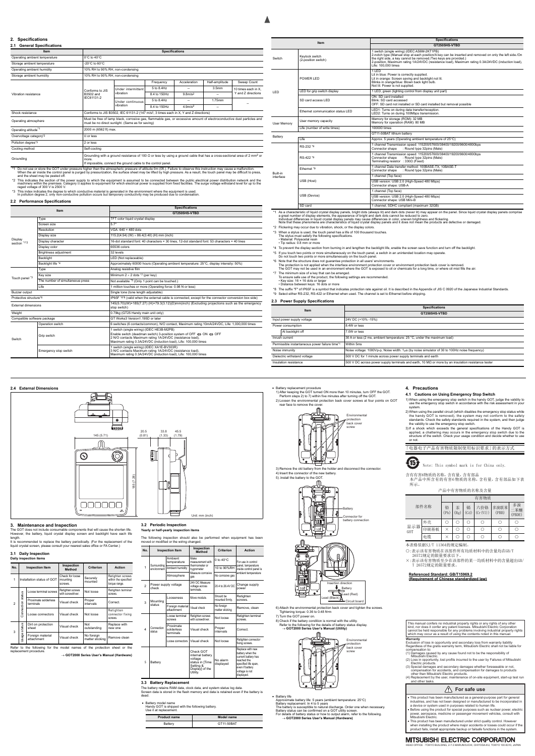## 2. Specifications

### 2.1 General Specifications

| Item | Specifications | | | | | |
|---|---|---|---|---|---|---|
| Operating ambient temperature | 0°C to 40°C | | | | | |
| Storage ambient temperature | -20°C to 60°C | | | | | |
| Operating ambient humidity | 10% RH to 90% RH, non-condensing | | | | | |
| Storage ambient humidity | 10% RH to 90% RH, non-condensing | | | | | |
| Vibration resistance | Conforms to JIS B3502 and IEC61131-2 | | Frequency | Acceleration | Half-amplitude | Sweep Count |
| | | Under intermittent vibration | 5 to 8.4Hz | – | 3.5mm | 10 times each in X, Y and Z directions |
| | | | 8.4 to 150Hz | 9.8m/s² | – | |
| | | Under continuous vibration | 5 to 8.4Hz | – | 1.75mm | – |
| | | | 8.4 to 150Hz | 4.9m/s² | – | |
| Shock resistance | Conforms to JIS B3502, IEC 61131-2 (147 m/s², 3 times each in X, Y and Z directions) | | | | | |
| Operating atmosphere | Must be free of lamp black, corrosive gas, flammable gas, or excessive amount of electroconductive dust particles and must be no direct sunlight. (Same as for saving) | | | | | |
| Operating altitude*1 | 2000 m (6562 ft) max. | | | | | |
| Overvoltage category*2 | II or less | | | | | |
| Pollution degree*3 | 2 or less | | | | | |
| Cooling method | Self-cooling | | | | | |
| Grounding | Grounding with a ground resistance of 100 Ω or less by using a ground cable that has a cross-sectional area of 2 mm² or more. If impossible, connect the ground cable to the control panel. | | | | | |

*1 Do not use or store the GOT under pressure higher than the atmospheric pressure of altitude 0m (0ft.). Failure to observe this instruction may cause a malfunction. When the air inside the control panel is purged by pressurization, the surface sheet may be lifted by high pressure. As a result, the touch panel may be difficult to press, and the sheet may be peeled off.

*2 This indicates the section of the power supply to which the equipment is assumed to be connected between the public electrical power distribution network and the machinery within the premises. Category II applies to equipment for which electrical power is supplied from fixed facilities. The surge voltage withstand level for up to the rated voltage of 300 V is 2500 V.

*3 This index indicates the degree to which conductive material is generated in the environment where the equipment is used. In pollution degree 2, only non-conductive pollution occurs but temporary conductivity may be produced due to condensation.

### 2.2 Performance Specifications

| Item | | Specifications GT2505HS-VTBD |
|---|---|---|
| Display section *1*2 | Type | TFT color liquid crystal display |
| | Screen size | 5.7" |
| | Resolution | VGA: 640 × 480 dots |
| | Display size | 115.2(4.54) (W) × 86.4(3.40) (H) mm (inch) |
| | Display character | 16-dot standard font: 40 characters × 30 lines, 12-dot standard font: 53 characters × 40 lines |
| | Display color | 65536 colors |
| | Brightness adjustment | 32 levels |
| | Backlight | LED (Not replaceable) |
| | Backlight life *4 | Approximately 60000 hours (Operating ambient temperature: 25°C, display intensity: 50%) |
| Touch panel *3 | Type | Analog resistive film |
| | Key size | Minimum 2 × 2 dots *7 (per key) |
| | The number of simultaneous press | Not available *5 (Only 1 point can be touched.) |
| | Life | 1 million touches or more (Operating force: 0.98 N or less) |
| Buzzer output | | Single tone (tone length adjustable) |
| Protective structure*6 | | IP65F *6*8 (valid when the external cable is connected, except for the connector conversion box side) |
| External dimensions | | 145(5.70)(W)×185(7.27) (H)×79.3(3.12)(D)mm(inch) (Excluding projections such as the emergency stop switch) |
| Weight | | 0.79kg (GT25 Handy main unit only) |
| Compatible software package | | GT Works3 Version1.195D or later |
| Switch | Operation switch | 6 switches (6 contacts/common), N/O contact, Maximum rating 10mA/24VDC, Life: 1,000,000 times |
| | Grip switch | 1 switch (single wiring) (IDEC HE3B-M2PB) Enable switch (deadman switch) 3-position system of OFF ⇔ ON ⇔ OFF 2 N/O contacts Maximum rating 1A/24VDC (resistance load), Maximum rating 0.3A/24VDC (induction load), Life: 100,000 times |
| | Emergency stop switch | 1 switch (single wiring) (IDEC XA1E-BV303R) 3 N/C contacts Maximum rating 1A/24VDC (resistance load), Maximum rating 0.3A/24VDC (induction load), Life: 100,000 times |
| Switch | Keylock switch (2-position switch) | 1 switch (single wiring) (IDEC AS6M-2KT1PB) 2-notch type (Manual stop at each position/A key can be inserted and removed on only the left side./On the right side, a key cannot be removed./Two keys are provided.) 2-position, Maximum rating 1A/24VDC (resistance load), Maximum rating 0.3A/24VDC (induction load), Life: 100,000 times |
| LED | POWER LED | 1 LED Lit in blue: Power is correctly supplied. Lit in orange: Screen saving and backlight not lit. Blinks in orange/blue: Blown back light bulb. Not lit: Power is not supplied. |
| | LED for grip switch display | 1 LED, green (lighting control from display unit part) |
| | SD card access LED | ON: SD card installed Blink: SD card accessed OFF: SD card not installed or SD card installed but removal possible |
| | Ethernet communication status LED | LED1: Turns on during data transfer/reception. LED2: Turns on during 100Mbps transmission. |
| User Memory | User memory capacity | Memory for storage (ROM): 32 MB Memory for operation (RAM): 80 MB |
| | Life (number of write times) | 100000 times |
| Battery | | GT11-50BAT lithium battery |
| | Life | Approx. 5 years (Operating ambient temperature of 25°C) |
| Built-in interface | RS-232 *9 | 1 channel Transmission speed: 115200/57600/38400/19200/9600/4800bps Connector shape : Round type 32pins (Male) |
| | RS-422 *9 | 1 channel Transmission speed: 115200/57600/38400/19200/9600/4800bps Connector shape : Round type 32pins (Male) Terminating resistor : 330Ω (Fixed) |
| | Ethernet *9 | 1 channel Data transfer method: 100BASE-TX, 10BASE-T Connector shape : Round type 32pins (Male) |
| | USB (Host) | 1 channel (Top face) USB version: USB 2.0 (High-Speed 480 Mbps) Connector shape: USB-A |
| | USB (Device) | 1 channel (Top face) USB version: USB 2.0 (High-Speed 480 Mbps) Connector shape: USB Mini-B |
| | SD card | 1 channel, SDHC compliant (maximum 32GB) |

*1 As a characteristic of liquid crystal display panels, bright dots (always lit) and dark dots (never lit) may appear on the panel. Since liquid crystal display panels comprise a great number of display elements, the appearance of bright and dark dots cannot be reduced to zero. Individual differences in liquid crystal display panels may cause differences in color, uneven brightness and flickering. Note that these phenomena are characteristics of liquid crystal display panels and it does not mean the products are defective or damaged.

*2 Flickering may occur due to vibration, shock, or the display colors.

*3 When a stylus is used, the touch panel has a life of 100 thousand touches. The stylus must satisfy the following specifications.
• Material: Polyacetal resin
• Tip radius: 0.8 mm or more

*4 To prevent the display section from burning in and lengthen the backlight life, enable the screen save function and turn off the backlight.

*5 If you touch two points or more simultaneously on the touch panel, a switch in an unintended location may operate. Do not touch two points or more simultaneously on the touch panel.

*6 Note that the structure does not guarantee protection in all users' environments. The protection is not applied when the interface environment protection cover or environment protection back cover is removed. The GOT may not be used in an environment where the GOT is exposed to oil or chemicals for a long time, or where oil mist fills the air.

*7 The minimum size of a key that can be arranged. To ensure safe use of the product, the following settings are recommended.
• Key size: 16 × 16 dots or larger
• Distance between keys: 16 dots or more

*8 The suffix "F" of IP65F is a symbol that indicates protection rate against oil. It is described in the Appendix of JIS C 0920 of the Japanese Industrial Standards.

*9 Select either RS-232, RS-422 or Ethernet when used. The channel is set to Ethernet before shipping.

### 2.3 Power Supply Specifications

| Item | Specifications GT2505HS-VTBD |
|---|---|
| Input power supply voltage | 24V DC (+10% -15%) |
| Power consumption | 8.4W or less |
| At backlight off | 7.0W or less |
| Inrush current | 30 A or less (2 ms, ambient temperature: 25 °C, under the maximum load) |
| Permissible instantaneous power failure time*1 | Within 5ms |
| Noise immunity | Noise voltage: 1000Vp-p, Noise width: 1μs (by noise simulator of 30 to 100Hz noise frequency) |
| Dielectric withstand voltage | 500 V DC for 1 minute across power supply terminals and earth |
| Insulation resistance | 500 V DC across power supply terminals and earth, 10 MΩ or more by an insulation resistance tester |

### 2.4 External Dimensions

145 (5.71)
20.5 (0.81)
33.8 (1.33)
45.5 (1.79)
185 (7.28)
Unit: mm (inch)

## 3. Maintenance and Inspection

The GOT does not include consumable components that will cause the shorten life. However, the battery, liquid crystal display screen and backlight have life length.
It is recommended to replace the battery periodically. (For the replacement of the liquid crystal screen, please consult your nearest sales office or FA Center.)

### 3.1 Daily Inspection

**Daily inspection items**

| No. | Inspection Item | | Inspection Method | Criterion | Action |
|---|---|---|---|---|---|
| 1 | Installation status of GOT | | Check for loose mounting screws. | Securely mounted | Retighten screws within the specified torque range. |
| 2 | Connection status | Loose terminal screws | Retighten screws with screwdriver. | Not loose | Retighten terminal screws. |
| | | Proximate solderless terminals | Visual check | Proper intervals | Correct. |
| | | Loose connectors | Visual check | Not loose | Retighten connector fixing screws. |
| 3 | Usage status | Dirt on protection sheet | Visual check | Not outstanding | Replace with new one |
| | | Foreign material attachment | Visual check | No foreign matter sticking | Remove clean |

Refer to the following for the model names of the protection sheet or the replacement procedure.
→ **GOT2000 Series User's Manual (Hardware)**

### 3.2 Periodic Inspection

**Yearly or half-yearly inspection items**

The following inspection should also be performed when equipment has been moved or modified or the wiring changed.

| No. | Inspection Item | | Inspection Method | Criterion | Action |
|---|---|---|---|---|---|
| 1 | Surrounding environment | Ambient temperature | Make measurement with thermometer or hygrometer Measure corrosive gas | 0 to 40°C | For use in control panel, temperature inside control panel is ambient temperature |
| | | Ambient humidity | | 10 to 90% RH | |
| | | Atmosphere | | No corrosive gas | |
| 2 | Power supply voltage check | | 24V DC Measure voltage across terminals. | 20.4 to 26.4V DC | Change supply power |
| 3 | Mounting status | Looseness | Move module. | Should be mounted firmly. | Retighten screws. |
| | | Foreign material attachment | Visual check | No foreign matter sticking | Remove, clean |
| 4 | Connection status | Loose terminal screws | Retighten screws with screwdriver. | Not loose | Retighten terminal screws. |
| | | Proximate solderless terminals | Visual check | Proper intervals | Correct. |
| | | Loose connectors | Visual check | Not loose | Retighten connector fixing screws. |
| 5 | Battery | | Check GOT internal battery voltage status in [Time Setting & Display] of the Utility. | No alarm displayed | Replace with new battery when the current battery has reached the specified life span, even if battery voltage is not displayed. |

### 3.3 Battery Replacement

The battery retains RAM data, clock data, and system status log data.
Screen data is stored in the flash memory and data is retained even if the battery is dead.

• Battery model name
Handy GOT is shipped with the following battery.
Use it at replacement.

| Product name | Model name |
|---|---|
| Battery | GT11-50BAT |

• Battery replacement procedure
1) After keeping the GOT turned ON more than 10 minutes, turn OFF the GOT. Perform steps 2) to 7) within five minutes after turning off the GOT.
2) Loosen the environmental protection back cover screws at four points on GOT rear face to remove the cover.

Environmental protection back cover screw

3) Remove the old battery from the holder and disconnect the connector.
4) Insert the connector of the new battery.
5) Install the battery to the GOT.

Battery
Connector for battery connection
Insertion direction
Battery
Lead (Red)
Lead (Black)
Circuit board

6) Attach the environmental protection back cover and tighten the screws. Tightening torque: 0.36 to 0.48 N•m
7) Turn the GOT power on.
8) Check if the battery condition is normal with the utility. Refer to the following for the details of battery status display.
→ **GOT2000 Series User's Manual (Utility)**

Environmental protection back cover screw

• Battery life
Approximate battery life: 5 years (ambient temperature: 25°C)
Battery replacement: In 4 to 5 years
The battery is susceptible to natural discharge. Order one when necessary.
Battery status can be confirmed on a GOT utility screen.
For details of battery status or how to output alarm, refer to the following.
→ **GOT2000 Series User's Manual (Hardware)**

## 4. Precautions

### 4.1 Cautions on Using Emergency Stop Switch

1) When using the emergency stop switch in the handy GOT, judge the validity to use the emergency stop switch in accordance with the risk assessment in your system.
2) When using the parallel circuit (which disables the emergency stop status while the handy GOT is removed), the system may not conform to the safety standards. Check the safety standards required in the system, and then judge the validity to use the emergency stop switch.
3) If a shock which exceeds the general specifications of the Handy GOT is applied, a chattering may occurs in the emergency stop switch due to the structure of the switch. Check your usage condition and decide whether to use or not.

「电器电子产品有害物质限制使用标识要求」的表示方式

Note: This symbol mark is for China only.

含有有害6物质的名称，含有量，含有部品
本产品中所含有的有害6物质的名称，含有量，含有部品如下表所示。

产品中有害物质的名称及含量

| 部件名称 | | 有害物质 | | | | | |
|---|---|---|---|---|---|---|---|
| | | 铅 (Pb) | 汞 (Hg) | 镉 (Cd) | 六价铬 (Cr(VI)) | 多溴联苯 (PBB) | 多溴二苯醚 (PBDE) |
| 显示器 GOT | 外壳 | ○ | ○ | ○ | ○ | ○ | ○ |
| | 印刷基板 | × | ○ | ○ | ○ | ○ | ○ |
| | 电缆 | × | ○ | ○ | ○ | ○ | ○ |

本表格依据SJ/T 11364的规定编制。
○:表示该有害物质在该部件所有均质材料中的含量均在GB/T 26572规定的限量要求以下。
×:表示该有害物质至少在该部件的某一均质材料中的含量超出GB/T 26572规定的限量要求。

**Referenced Standard: GB/T15969.2**
**(Requirement of Chinese standardized law)**

This manual confers no industrial property rights or any rights of any other kind, nor does it confer any patent licenses. Mitsubishi Electric Corporation cannot be held responsible for any problems involving industrial property rights which may occur as a result of using the contents noted in this manual.

**Warranty**
Exclusion of loss in opportunity and secondary loss from warranty liability
Regardless of the gratis warranty term, Mitsubishi Electric shall not be liable for compensation to:
(1) Damages caused by any cause found not to be the responsibility of Mitsubishi Electric.
(2) Loss in opportunity, lost profits incurred to the user by Failures of Mitsubishi Electric products.
(3) Special damages and secondary damages whether foreseeable or not, compensation for accidents, and compensation for damages to products other than Mitsubishi Electric products.
(4) Replacement by the user, maintenance of on-site equipment, start-up test run and other tasks.

**For safe use**

• This product has been manufactured as a general-purpose part for general industries, and has not been designed or manufactured to be incorporated in a device or system used in purposes related to human life.
• Before using the product for special purposes such as nuclear power, electric power, aerospace, medicine or passenger movement vehicles, consult with Mitsubishi Electric.
• This product has been manufactured under strict quality control. However when installing the product where major accidents or losses could occur if the product fails, install appropriate backup or failsafe functions in the system.

**MITSUBISHI ELECTRIC CORPORATION**
HEAD OFFICE : TOKYO BUILDING, 2-7-3 MARUNOUCHI, CHIYODA-KU, TOKYO 100-8310, JAPAN